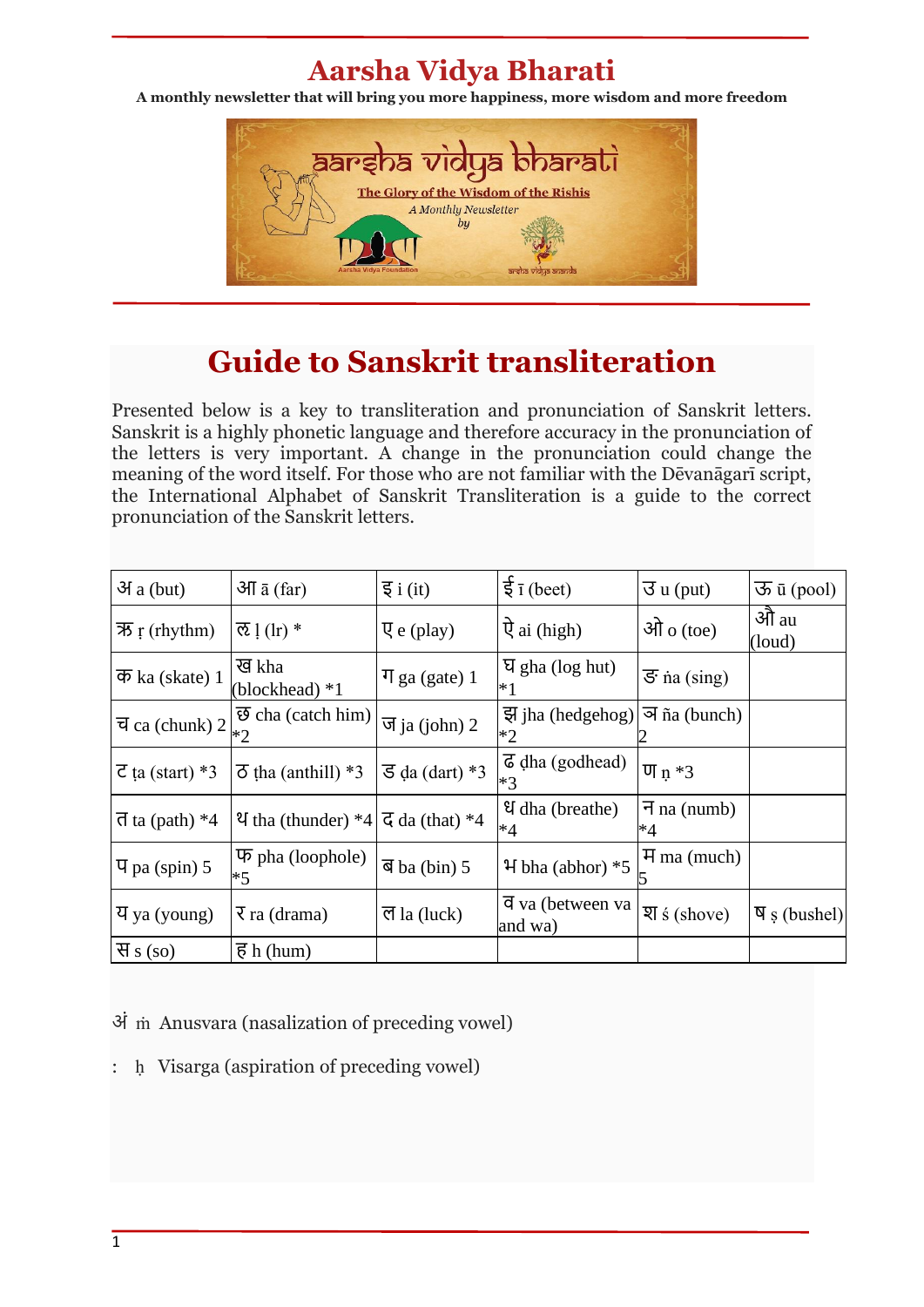# Aarsha Vidya Bharati

**A monthly newsletter that will bring you more happiness, more wisdom and more freedom**

## Guide to Sanskrit transliteration

Presented below is a key to transliteration and pronunciation of Sanskrit letters. Sanskrit is a highly phonetic language and therefore accuracy in the pronunciation of the letters is very important. A change in the pronunciation could change the meaning of the word itself. For those who are not familiar with the Dēvanāgarī script, the International Alphabet of Sanskrit Transliteration is a guide to the correct pronunciation of the Sanskrit letters.

| | | | | | |
|---|---|---|---|---|---|
| अ a (but) | आ ā (far) | इ i (it) | ई ī (beet) | उ u (put) | ऊ ū (pool) |
| ऋ ṛ (rhythm) | ऌ ḷ (lr) * | ए e (play) | ऐ ai (high) | ओ o (toe) | औ au (loud) |
| क ka (skate) 1 | ख kha (blockhead) *1 | ग ga (gate) 1 | घ gha (log hut) *1 | ङ ṅa (sing) | |
| च ca (chunk) 2 | छ cha (catch him) *2 | ज ja (john) 2 | झ jha (hedgehog) *2 | ञ ña (bunch) 2 | |
| ट ṭa (start) *3 | ठ ṭha (anthill) *3 | ड ḍa (dart) *3 | ढ ḍha (godhead) *3 | ण ṇ *3 | |
| त ta (path) *4 | थ tha (thunder) *4 | द da (that) *4 | ध dha (breathe) *4 | न na (numb) *4 | |
| प pa (spin) 5 | फ pha (loophole) *5 | ब ba (bin) 5 | भ bha (abhor) *5 | म ma (much) 5 | |
| य ya (young) | र ra (drama) | ल la (luck) | व va (between va and wa) | श ś (shove) | ष ṣ (bushel) |
| स s (so) | ह h (hum) | | | | |

अं ṁ Anusvara (nasalization of preceding vowel)

: ḥ Visarga (aspiration of preceding vowel)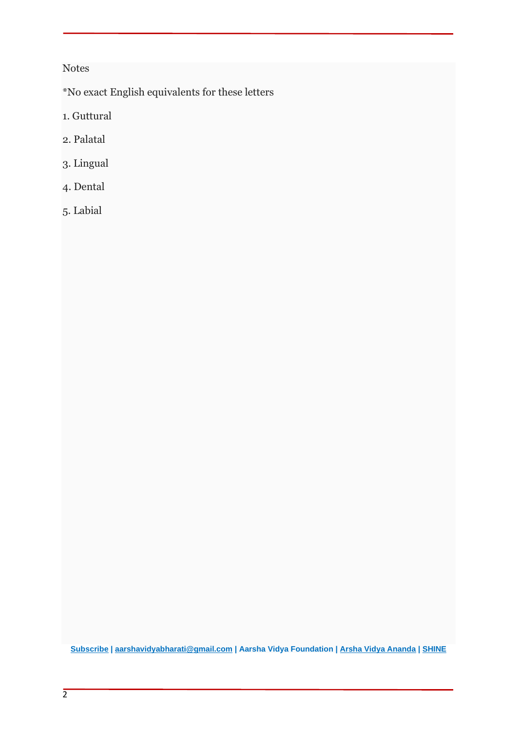Notes

*No exact English equivalents for these letters

1. Guttural
2. Palatal
3. Lingual
4. Dental
5. Labial

**Subscribe | aarshavidyabharati@gmail.com | Aarsha Vidya Foundation | Arsha Vidya Ananda | SHINE**